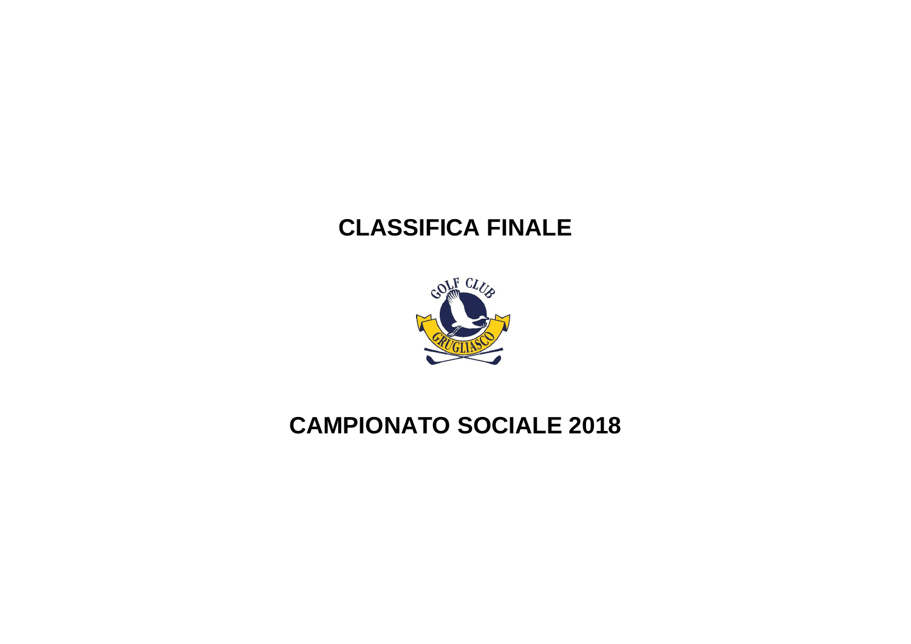# CLASSIFICA FINALE

# CAMPIONATO SOCIALE 2018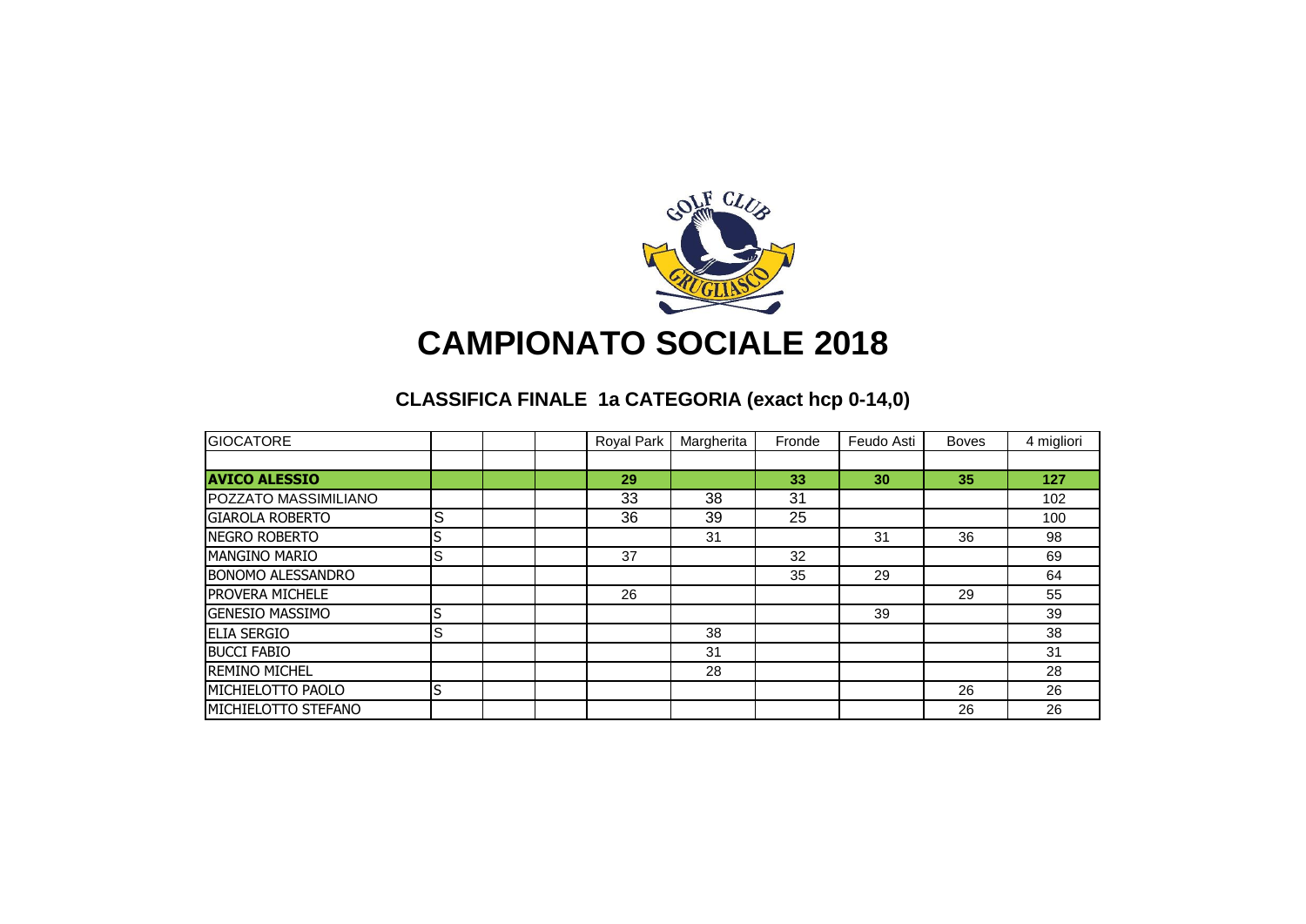# CAMPIONATO SOCIALE 2018

## CLASSIFICA FINALE 1a CATEGORIA (exact hcp 0-14,0)

| GIOCATORE | | | | Royal Park | Margherita | Fronde | Feudo Asti | Boves | 4 migliori |
|---|---|---|---|---|---|---|---|---|---|
| | | | | | | | | | |
| **AVICO ALESSIO** | | | | **29** | | **33** | **30** | **35** | **127** |
| POZZATO MASSIMILIANO | | | | 33 | 38 | 31 | | | 102 |
| GIAROLA ROBERTO | S | | | 36 | 39 | 25 | | | 100 |
| NEGRO ROBERTO | S | | | | 31 | | 31 | 36 | 98 |
| MANGINO MARIO | S | | | 37 | | 32 | | | 69 |
| BONOMO ALESSANDRO | | | | | | 35 | 29 | | 64 |
| PROVERA MICHELE | | | | 26 | | | | 29 | 55 |
| GENESIO MASSIMO | S | | | | | | 39 | | 39 |
| ELIA SERGIO | S | | | | 38 | | | | 38 |
| BUCCI FABIO | | | | | 31 | | | | 31 |
| REMINO MICHEL | | | | | 28 | | | | 28 |
| MICHIELOTTO PAOLO | S | | | | | | | 26 | 26 |
| MICHIELOTTO STEFANO | | | | | | | | 26 | 26 |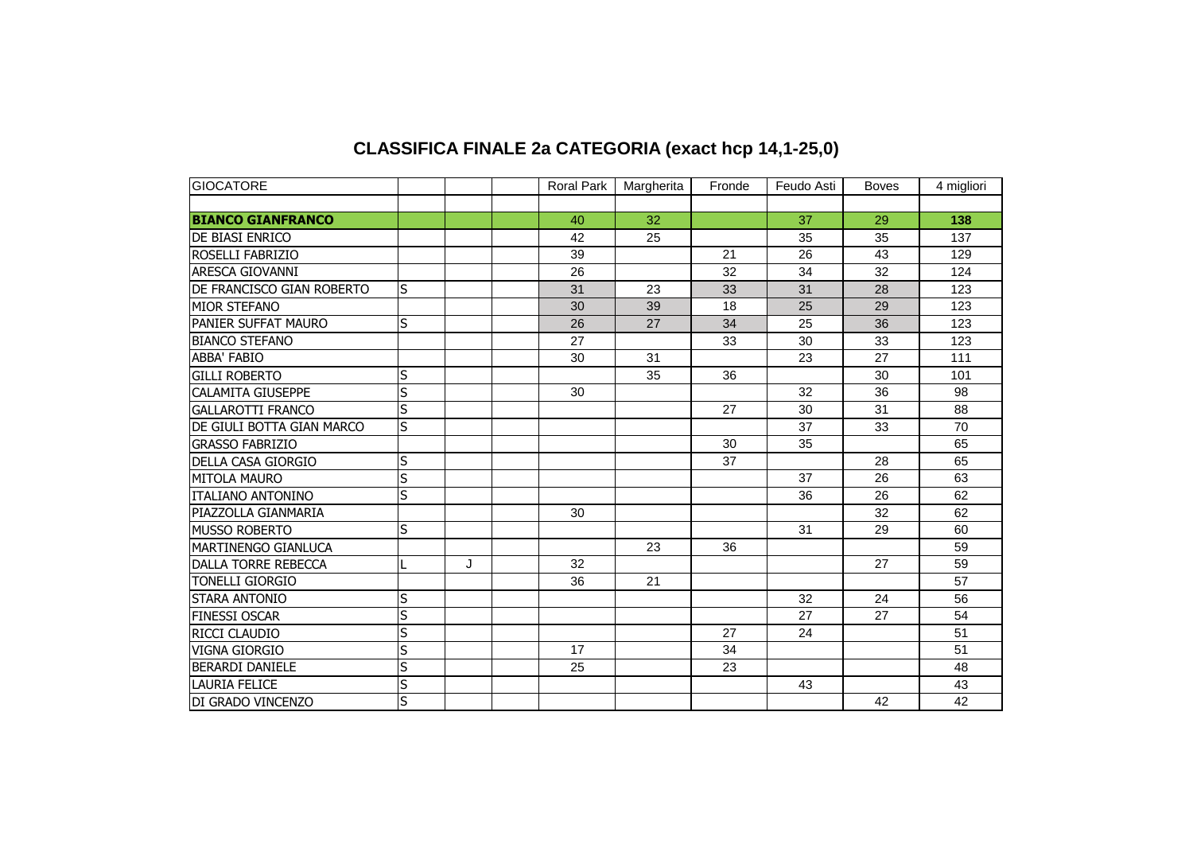# CLASSIFICA FINALE 2a CATEGORIA (exact hcp 14,1-25,0)

| GIOCATORE | | | | Roral Park | Margherita | Fronde | Feudo Asti | Boves | 4 migliori |
|---|---|---|---|---|---|---|---|---|---|
| **BIANCO GIANFRANCO** | | | | 40 | 32 | | 37 | 29 | **138** |
| DE BIASI ENRICO | | | | 42 | 25 | | 35 | 35 | 137 |
| ROSELLI FABRIZIO | | | | 39 | | 21 | 26 | 43 | 129 |
| ARESCA GIOVANNI | | | | 26 | | 32 | 34 | 32 | 124 |
| DE FRANCISCO GIAN ROBERTO | S | | | 31 | 23 | 33 | 31 | 28 | 123 |
| MIOR STEFANO | | | | 30 | 39 | 18 | 25 | 29 | 123 |
| PANIER SUFFAT MAURO | S | | | 26 | 27 | 34 | 25 | 36 | 123 |
| BIANCO STEFANO | | | | 27 | | 33 | 30 | 33 | 123 |
| ABBA' FABIO | | | | 30 | 31 | | 23 | 27 | 111 |
| GILLI ROBERTO | S | | | | 35 | 36 | | 30 | 101 |
| CALAMITA GIUSEPPE | S | | | 30 | | | 32 | 36 | 98 |
| GALLAROTTI FRANCO | S | | | | | 27 | 30 | 31 | 88 |
| DE GIULI BOTTA GIAN MARCO | S | | | | | | 37 | 33 | 70 |
| GRASSO FABRIZIO | | | | | | 30 | 35 | | 65 |
| DELLA CASA GIORGIO | S | | | | | 37 | | 28 | 65 |
| MITOLA MAURO | S | | | | | | 37 | 26 | 63 |
| ITALIANO ANTONINO | S | | | | | | 36 | 26 | 62 |
| PIAZZOLLA GIANMARIA | | | | 30 | | | | 32 | 62 |
| MUSSO ROBERTO | S | | | | | | 31 | 29 | 60 |
| MARTINENGO GIANLUCA | | | | | 23 | 36 | | | 59 |
| DALLA TORRE REBECCA | L | J | | 32 | | | | 27 | 59 |
| TONELLI GIORGIO | | | | 36 | 21 | | | | 57 |
| STARA ANTONIO | S | | | | | | 32 | 24 | 56 |
| FINESSI OSCAR | S | | | | | | 27 | 27 | 54 |
| RICCI CLAUDIO | S | | | | | 27 | 24 | | 51 |
| VIGNA GIORGIO | S | | | 17 | | 34 | | | 51 |
| BERARDI DANIELE | S | | | 25 | | 23 | | | 48 |
| LAURIA FELICE | S | | | | | | 43 | | 43 |
| DI GRADO VINCENZO | S | | | | | | | 42 | 42 |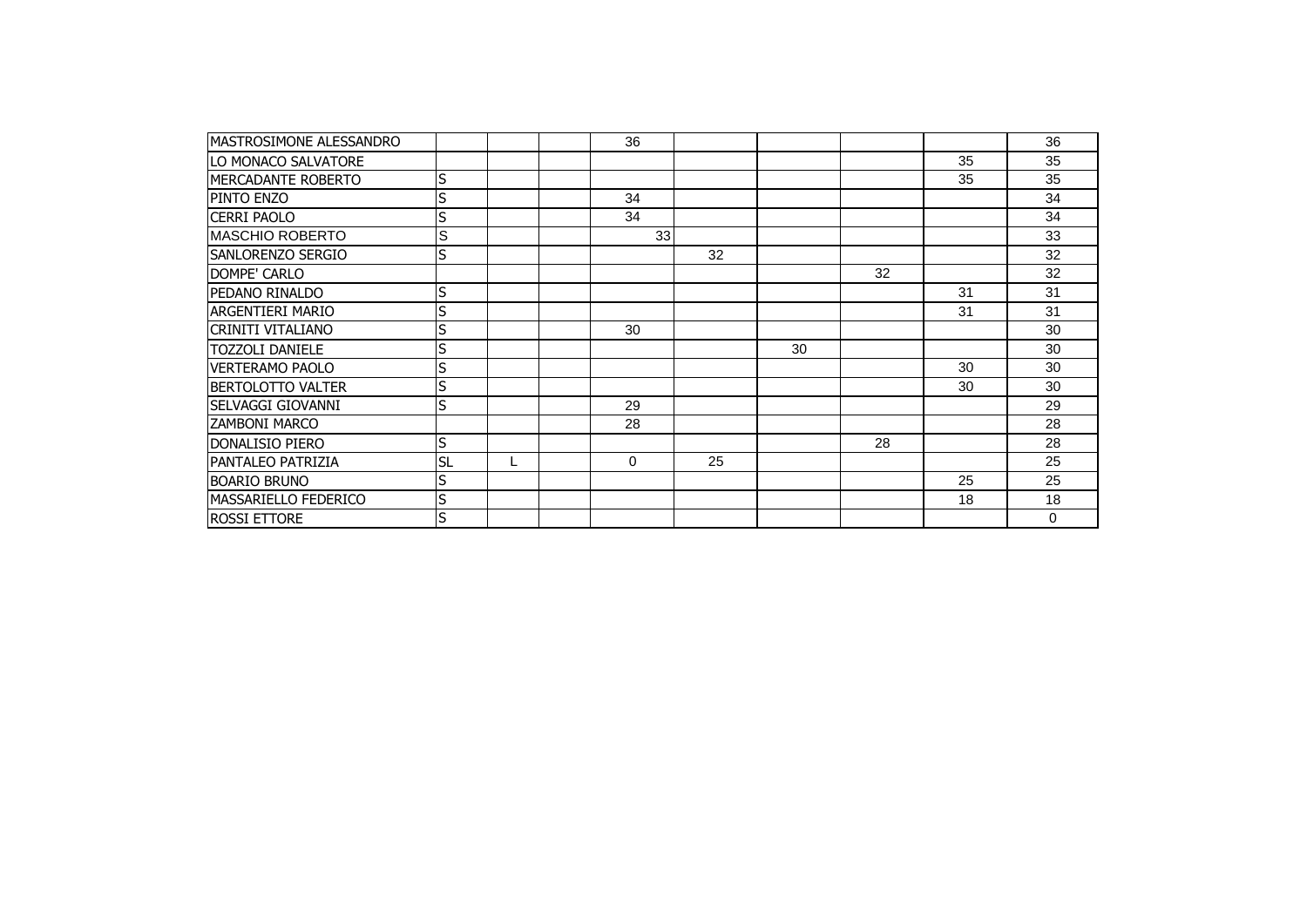| | | | | | | | | | |
|---|---|---|---|---|---|---|---|---|---|
| MASTROSIMONE ALESSANDRO | | | | 36 | | | | | 36 |
| LO MONACO SALVATORE | | | | | | | | 35 | 35 |
| MERCADANTE ROBERTO | S | | | | | | | 35 | 35 |
| PINTO ENZO | S | | | 34 | | | | | 34 |
| CERRI PAOLO | S | | | 34 | | | | | 34 |
| MASCHIO ROBERTO | S | | | 33 | | | | | 33 |
| SANLORENZO SERGIO | S | | | | 32 | | | | 32 |
| DOMPE' CARLO | | | | | | | 32 | | 32 |
| PEDANO RINALDO | S | | | | | | | 31 | 31 |
| ARGENTIERI MARIO | S | | | | | | | 31 | 31 |
| CRINITI VITALIANO | S | | | 30 | | | | | 30 |
| TOZZOLI DANIELE | S | | | | | 30 | | | 30 |
| VERTERAMO PAOLO | S | | | | | | | 30 | 30 |
| BERTOLOTTO VALTER | S | | | | | | | 30 | 30 |
| SELVAGGI GIOVANNI | S | | | 29 | | | | | 29 |
| ZAMBONI MARCO | | | | 28 | | | | | 28 |
| DONALISIO PIERO | S | | | | | | 28 | | 28 |
| PANTALEO PATRIZIA | SL | L | | 0 | 25 | | | | 25 |
| BOARIO BRUNO | S | | | | | | | 25 | 25 |
| MASSARIELLO FEDERICO | S | | | | | | | 18 | 18 |
| ROSSI ETTORE | S | | | | | | | | 0 |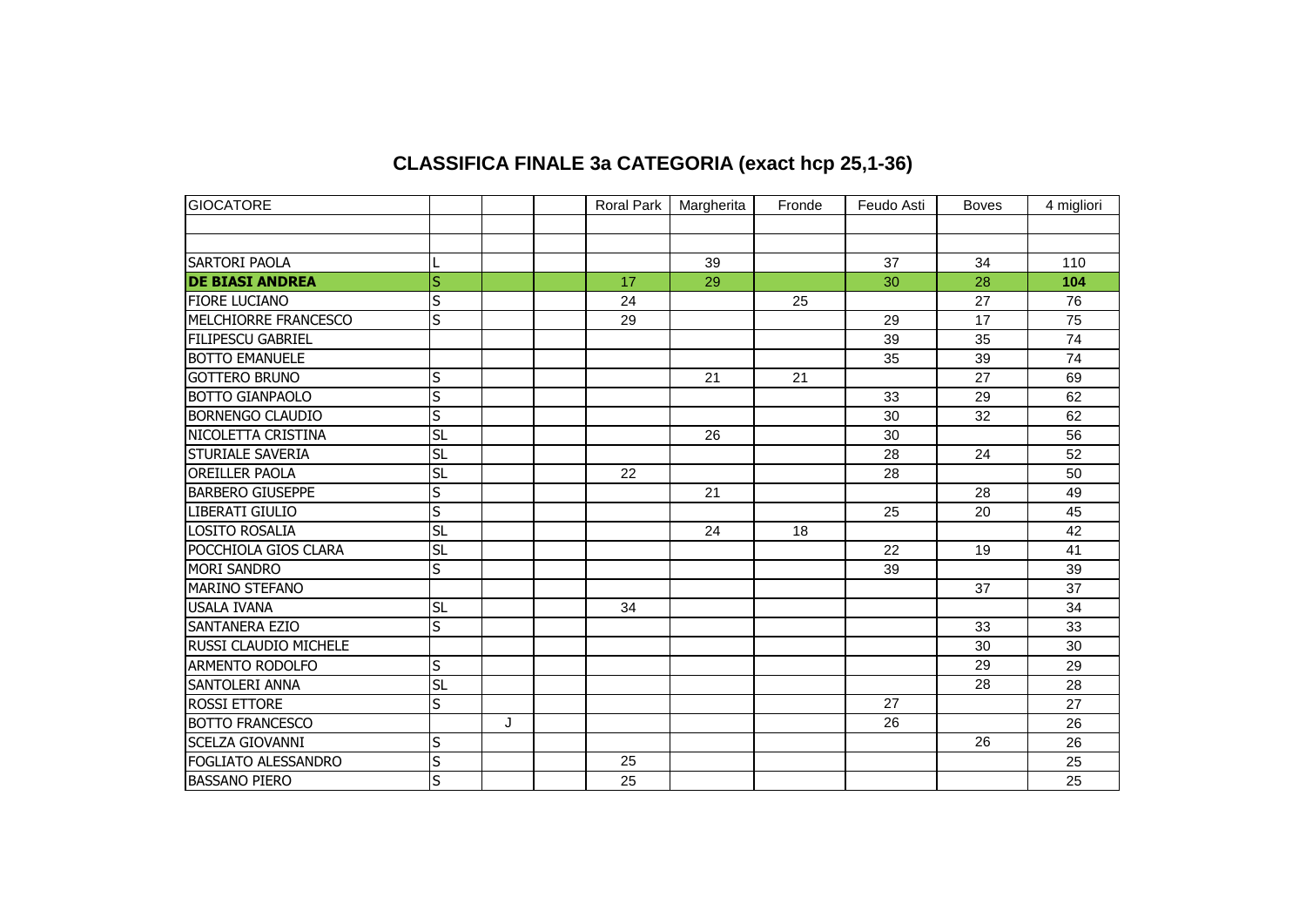# CLASSIFICA FINALE 3a CATEGORIA (exact hcp 25,1-36)

| GIOCATORE | | | | Roral Park | Margherita | Fronde | Feudo Asti | Boves | 4 migliori |
|---|---|---|---|---|---|---|---|---|---|
| | | | | | | | | | |
| | | | | | | | | | |
| SARTORI PAOLA | L | | | | 39 | | 37 | 34 | 110 |
| **DE BIASI ANDREA** | S | | | 17 | 29 | | 30 | 28 | **104** |
| FIORE LUCIANO | S | | | 24 | | 25 | | 27 | 76 |
| MELCHIORRE FRANCESCO | S | | | 29 | | | 29 | 17 | 75 |
| FILIPESCU GABRIEL | | | | | | | 39 | 35 | 74 |
| BOTTO EMANUELE | | | | | | | 35 | 39 | 74 |
| GOTTERO BRUNO | S | | | | 21 | 21 | | 27 | 69 |
| BOTTO GIANPAOLO | S | | | | | | 33 | 29 | 62 |
| BORNENGO CLAUDIO | S | | | | | | 30 | 32 | 62 |
| NICOLETTA CRISTINA | SL | | | | 26 | | 30 | | 56 |
| STURIALE SAVERIA | SL | | | | | | 28 | 24 | 52 |
| OREILLER PAOLA | SL | | | 22 | | | 28 | | 50 |
| BARBERO GIUSEPPE | S | | | | 21 | | | 28 | 49 |
| LIBERATI GIULIO | S | | | | | | 25 | 20 | 45 |
| LOSITO ROSALIA | SL | | | | 24 | 18 | | | 42 |
| POCCHIOLA GIOS CLARA | SL | | | | | | 22 | 19 | 41 |
| MORI SANDRO | S | | | | | | 39 | | 39 |
| MARINO STEFANO | | | | | | | | 37 | 37 |
| USALA IVANA | SL | | | 34 | | | | | 34 |
| SANTANERA EZIO | S | | | | | | | 33 | 33 |
| RUSSI CLAUDIO MICHELE | | | | | | | | 30 | 30 |
| ARMENTO RODOLFO | S | | | | | | | 29 | 29 |
| SANTOLERI ANNA | SL | | | | | | | 28 | 28 |
| ROSSI ETTORE | S | | | | | | 27 | | 27 |
| BOTTO FRANCESCO | | J | | | | | 26 | | 26 |
| SCELZA GIOVANNI | S | | | | | | | 26 | 26 |
| FOGLIATO ALESSANDRO | S | | | 25 | | | | | 25 |
| BASSANO PIERO | S | | | 25 | | | | | 25 |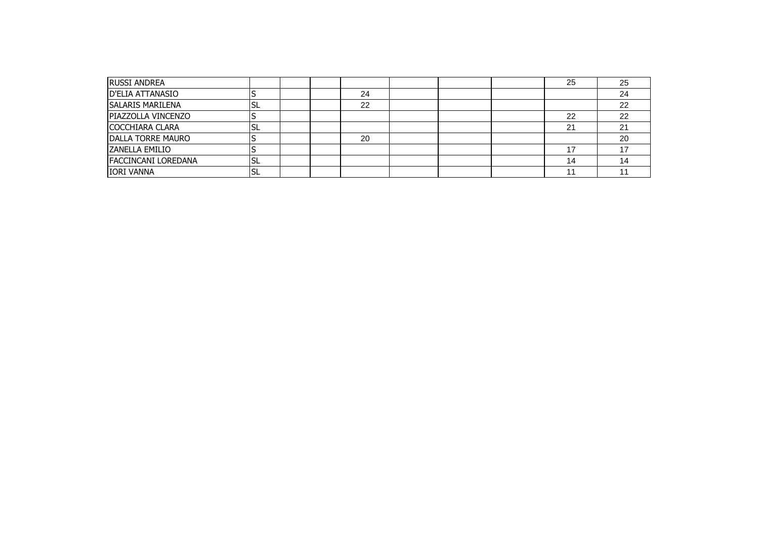| | | | | | | | | | |
|---|---|---|---|---|---|---|---|---|---|
| RUSSI ANDREA | | | | | | | | 25 | 25 |
| D'ELIA ATTANASIO | S | | | 24 | | | | | 24 |
| SALARIS MARILENA | SL | | | 22 | | | | | 22 |
| PIAZZOLLA VINCENZO | S | | | | | | | 22 | 22 |
| COCCHIARA CLARA | SL | | | | | | | 21 | 21 |
| DALLA TORRE MAURO | S | | | 20 | | | | | 20 |
| ZANELLA EMILIO | S | | | | | | | 17 | 17 |
| FACCINCANI LOREDANA | SL | | | | | | | 14 | 14 |
| IORI VANNA | SL | | | | | | | 11 | 11 |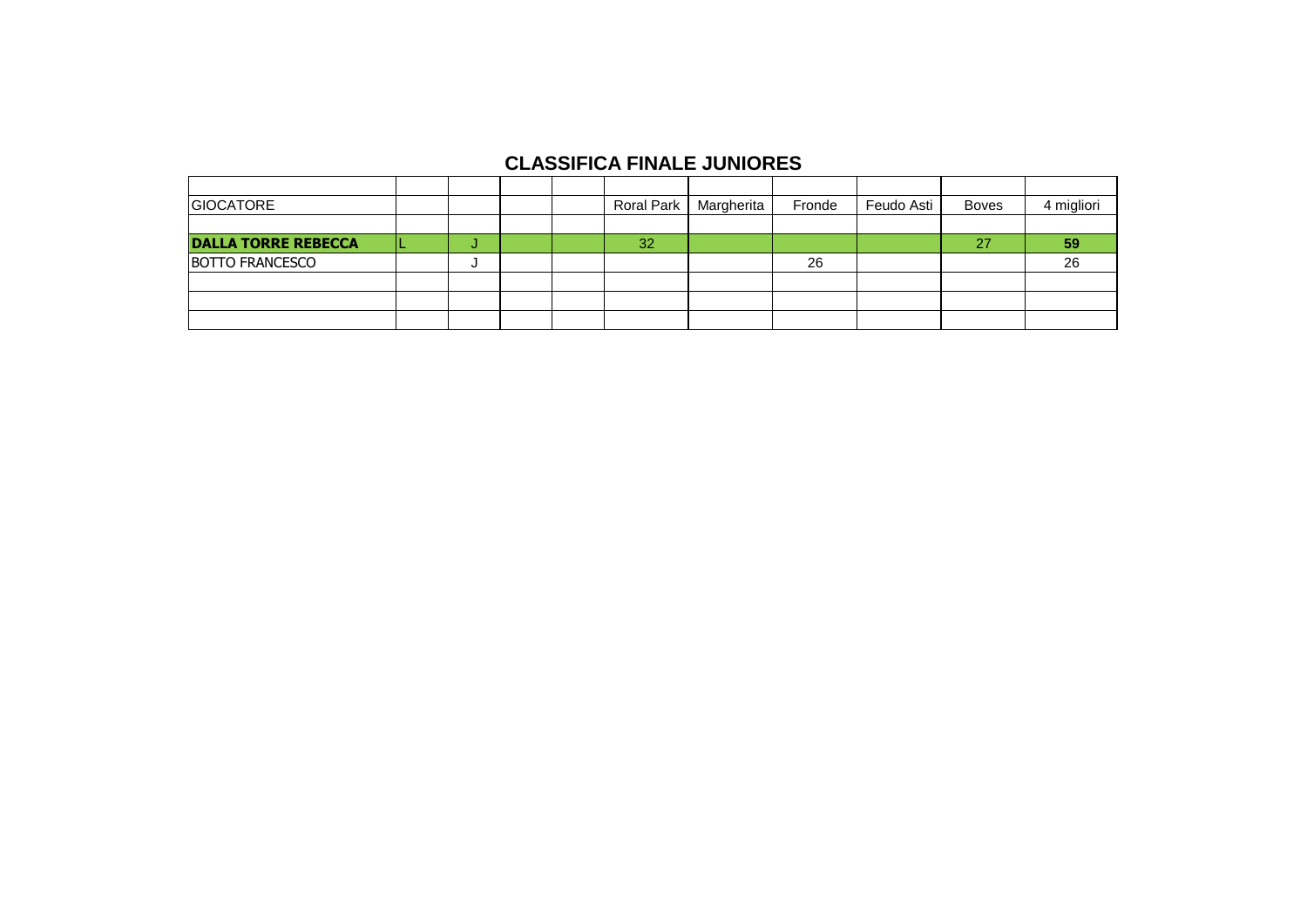## CLASSIFICA FINALE JUNIORES

| | | | | | | | | | | |
|---|---|---|---|---|---|---|---|---|---|---|
| GIOCATORE | | | | | Roral Park | Margherita | Fronde | Feudo Asti | Boves | 4 migliori |
| | | | | | | | | | | |
| **DALLA TORRE REBECCA** | L | J | | | 32 | | | | 27 | **59** |
| BOTTO FRANCESCO | | J | | | | | 26 | | | 26 |
| | | | | | | | | | | |
| | | | | | | | | | | |
| | | | | | | | | | | |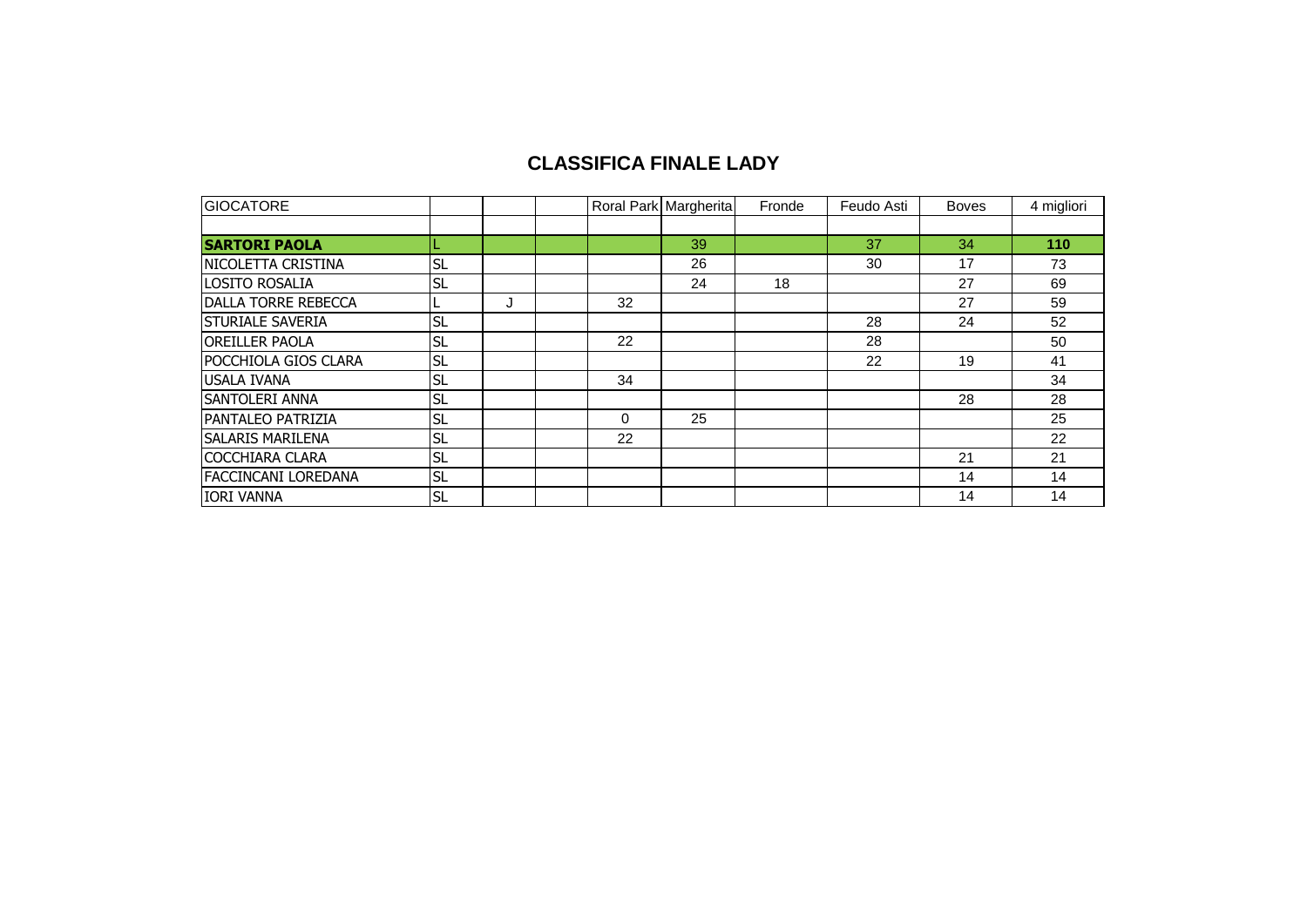# CLASSIFICA FINALE LADY

| GIOCATORE | | | | Roral Park | Margherita | Fronde | Feudo Asti | Boves | 4 migliori |
|---|---|---|---|---|---|---|---|---|---|
| | | | | | | | | | |
| **SARTORI PAOLA** | L | | | | 39 | | 37 | 34 | **110** |
| NICOLETTA CRISTINA | SL | | | | 26 | | 30 | 17 | 73 |
| LOSITO ROSALIA | SL | | | | 24 | 18 | | 27 | 69 |
| DALLA TORRE REBECCA | L | J | | 32 | | | | 27 | 59 |
| STURIALE SAVERIA | SL | | | | | | 28 | 24 | 52 |
| OREILLER PAOLA | SL | | | 22 | | | 28 | | 50 |
| POCCHIOLA GIOS CLARA | SL | | | | | | 22 | 19 | 41 |
| USALA IVANA | SL | | | 34 | | | | | 34 |
| SANTOLERI ANNA | SL | | | | | | | 28 | 28 |
| PANTALEO PATRIZIA | SL | | | 0 | 25 | | | | 25 |
| SALARIS MARILENA | SL | | | 22 | | | | | 22 |
| COCCHIARA CLARA | SL | | | | | | | 21 | 21 |
| FACCINCANI LOREDANA | SL | | | | | | | 14 | 14 |
| IORI VANNA | SL | | | | | | | 14 | 14 |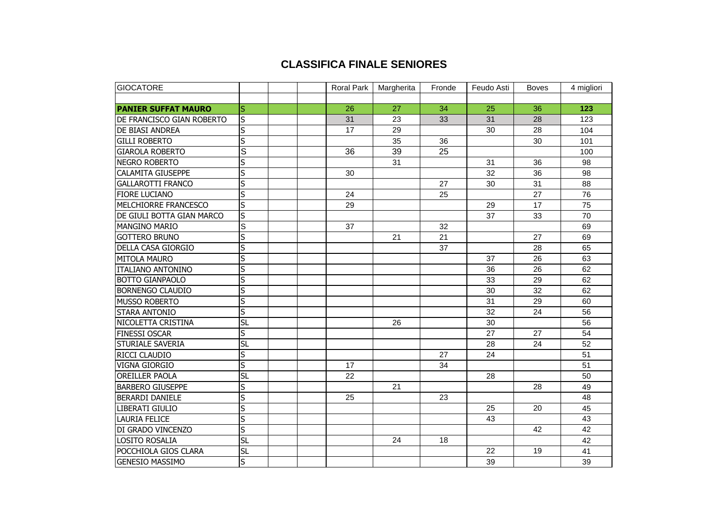## CLASSIFICA FINALE SENIORES

| GIOCATORE | | | | Roral Park | Margherita | Fronde | Feudo Asti | Boves | 4 migliori |
|---|---|---|---|---|---|---|---|---|---|
| **PANIER SUFFAT MAURO** | S | | | 26 | 27 | 34 | 25 | 36 | **123** |
| DE FRANCISCO GIAN ROBERTO | S | | | 31 | 23 | 33 | 31 | 28 | 123 |
| DE BIASI ANDREA | S | | | 17 | 29 | | 30 | 28 | 104 |
| GILLI ROBERTO | S | | | | 35 | 36 | | 30 | 101 |
| GIAROLA ROBERTO | S | | | 36 | 39 | 25 | | | 100 |
| NEGRO ROBERTO | S | | | | 31 | | 31 | 36 | 98 |
| CALAMITA GIUSEPPE | S | | | 30 | | | 32 | 36 | 98 |
| GALLAROTTI FRANCO | S | | | | | 27 | 30 | 31 | 88 |
| FIORE LUCIANO | S | | | 24 | | 25 | | 27 | 76 |
| MELCHIORRE FRANCESCO | S | | | 29 | | | 29 | 17 | 75 |
| DE GIULI BOTTA GIAN MARCO | S | | | | | | 37 | 33 | 70 |
| MANGINO MARIO | S | | | 37 | | 32 | | | 69 |
| GOTTERO BRUNO | S | | | | 21 | 21 | | 27 | 69 |
| DELLA CASA GIORGIO | S | | | | | 37 | | 28 | 65 |
| MITOLA MAURO | S | | | | | | 37 | 26 | 63 |
| ITALIANO ANTONINO | S | | | | | | 36 | 26 | 62 |
| BOTTO GIANPAOLO | S | | | | | | 33 | 29 | 62 |
| BORNENGO CLAUDIO | S | | | | | | 30 | 32 | 62 |
| MUSSO ROBERTO | S | | | | | | 31 | 29 | 60 |
| STARA ANTONIO | S | | | | | | 32 | 24 | 56 |
| NICOLETTA CRISTINA | SL | | | | 26 | | 30 | | 56 |
| FINESSI OSCAR | S | | | | | | 27 | 27 | 54 |
| STURIALE SAVERIA | SL | | | | | | 28 | 24 | 52 |
| RICCI CLAUDIO | S | | | | | 27 | 24 | | 51 |
| VIGNA GIORGIO | S | | | 17 | | 34 | | | 51 |
| OREILLER PAOLA | SL | | | 22 | | | 28 | | 50 |
| BARBERO GIUSEPPE | S | | | | 21 | | | 28 | 49 |
| BERARDI DANIELE | S | | | 25 | | 23 | | | 48 |
| LIBERATI GIULIO | S | | | | | | 25 | 20 | 45 |
| LAURIA FELICE | S | | | | | | 43 | | 43 |
| DI GRADO VINCENZO | S | | | | | | | 42 | 42 |
| LOSITO ROSALIA | SL | | | | 24 | 18 | | | 42 |
| POCCHIOLA GIOS CLARA | SL | | | | | | 22 | 19 | 41 |
| GENESIO MASSIMO | S | | | | | | 39 | | 39 |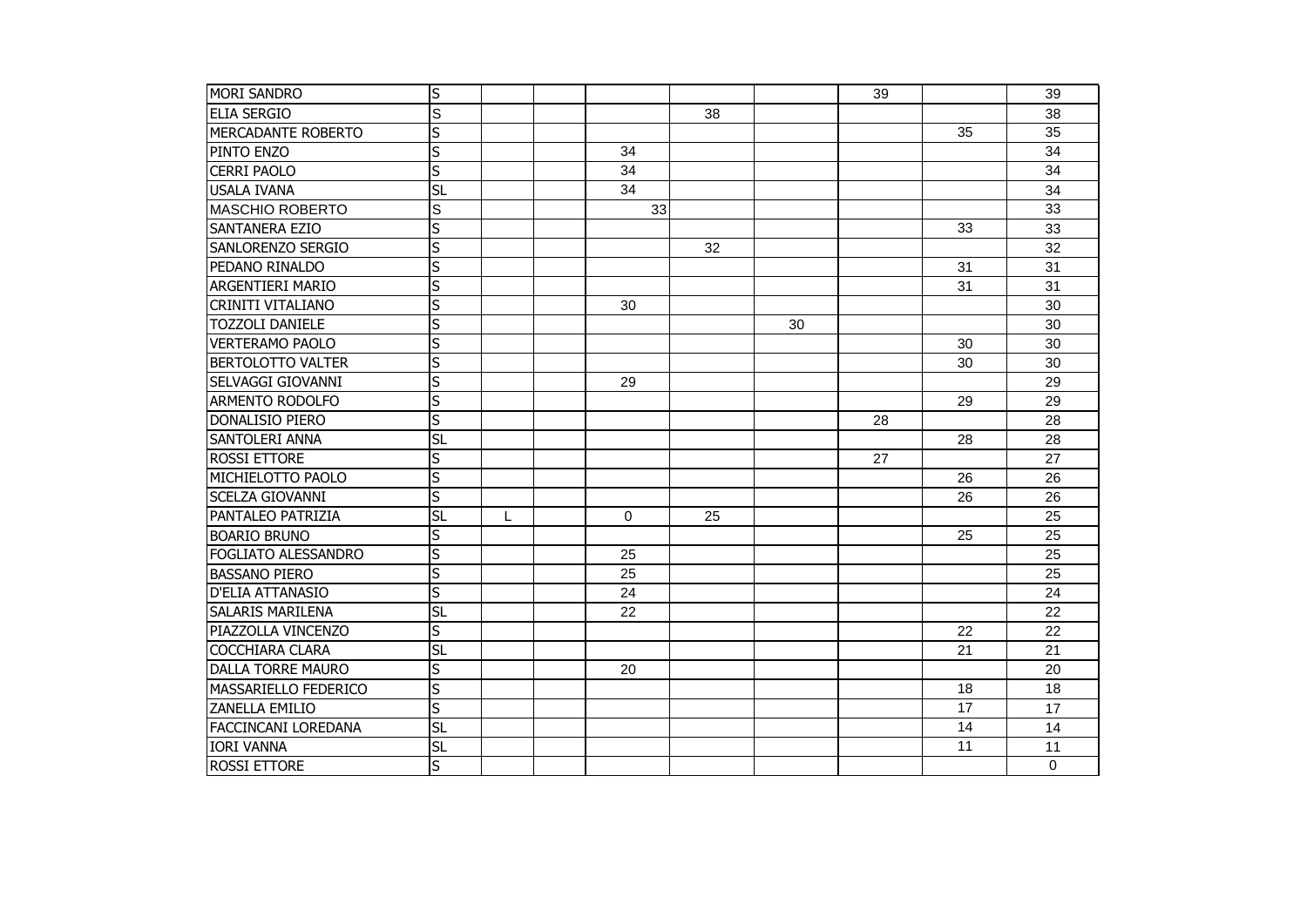| | | | | | | | | | |
|---|---|---|---|---|---|---|---|---|---|
| MORI SANDRO | S | | | | | | 39 | | 39 |
| ELIA SERGIO | S | | | | 38 | | | | 38 |
| MERCADANTE ROBERTO | S | | | | | | | 35 | 35 |
| PINTO ENZO | S | | | 34 | | | | | 34 |
| CERRI PAOLO | S | | | 34 | | | | | 34 |
| USALA IVANA | SL | | | 34 | | | | | 34 |
| MASCHIO ROBERTO | S | | | 33 | | | | | 33 |
| SANTANERA EZIO | S | | | | | | | 33 | 33 |
| SANLORENZO SERGIO | S | | | | 32 | | | | 32 |
| PEDANO RINALDO | S | | | | | | | 31 | 31 |
| ARGENTIERI MARIO | S | | | | | | | 31 | 31 |
| CRINITI VITALIANO | S | | | 30 | | | | | 30 |
| TOZZOLI DANIELE | S | | | | | 30 | | | 30 |
| VERTERAMO PAOLO | S | | | | | | | 30 | 30 |
| BERTOLOTTO VALTER | S | | | | | | | 30 | 30 |
| SELVAGGI GIOVANNI | S | | | 29 | | | | | 29 |
| ARMENTO RODOLFO | S | | | | | | | 29 | 29 |
| DONALISIO PIERO | S | | | | | | 28 | | 28 |
| SANTOLERI ANNA | SL | | | | | | | 28 | 28 |
| ROSSI ETTORE | S | | | | | | 27 | | 27 |
| MICHIELOTTO PAOLO | S | | | | | | | 26 | 26 |
| SCELZA GIOVANNI | S | | | | | | | 26 | 26 |
| PANTALEO PATRIZIA | SL | L | | 0 | 25 | | | | 25 |
| BOARIO BRUNO | S | | | | | | | 25 | 25 |
| FOGLIATO ALESSANDRO | S | | | 25 | | | | | 25 |
| BASSANO PIERO | S | | | 25 | | | | | 25 |
| D'ELIA ATTANASIO | S | | | 24 | | | | | 24 |
| SALARIS MARILENA | SL | | | 22 | | | | | 22 |
| PIAZZOLLA VINCENZO | S | | | | | | | 22 | 22 |
| COCCHIARA CLARA | SL | | | | | | | 21 | 21 |
| DALLA TORRE MAURO | S | | | 20 | | | | | 20 |
| MASSARIELLO FEDERICO | S | | | | | | | 18 | 18 |
| ZANELLA EMILIO | S | | | | | | | 17 | 17 |
| FACCINCANI LOREDANA | SL | | | | | | | 14 | 14 |
| IORI VANNA | SL | | | | | | | 11 | 11 |
| ROSSI ETTORE | S | | | | | | | | 0 |